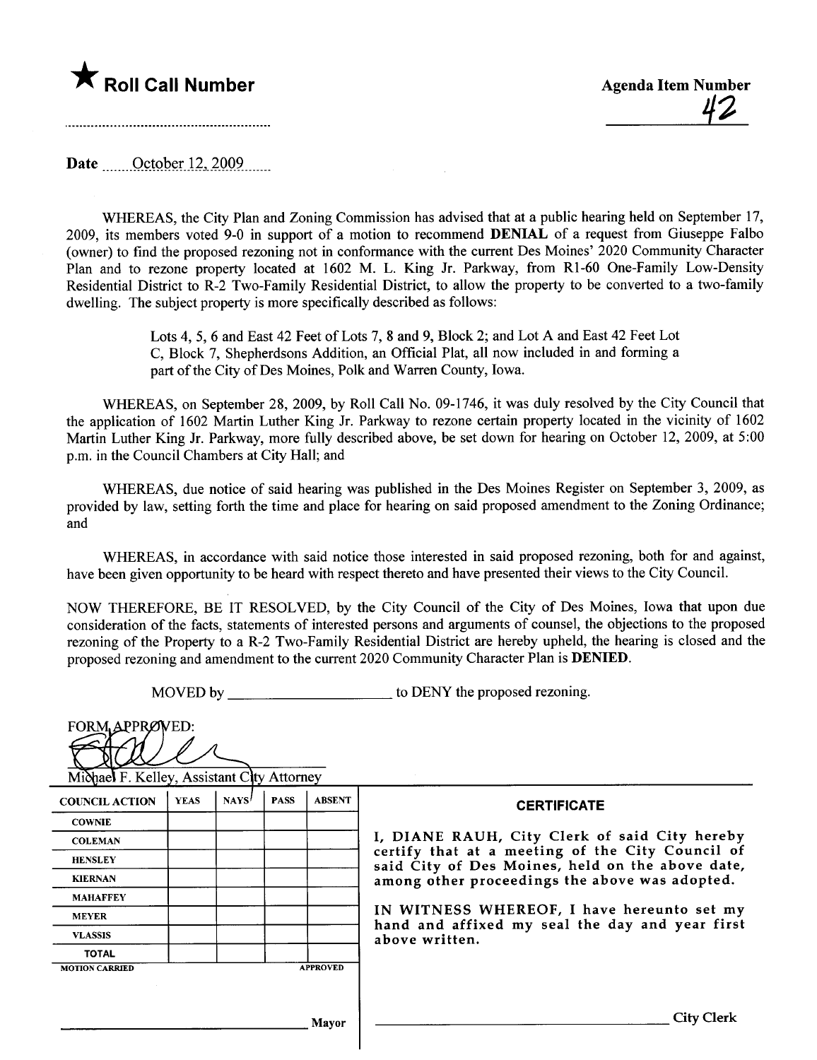★ **Roll Call Number**

**Agenda Item Number**

42

Date ......October 12, 2009......

WHEREAS, the City Plan and Zoning Commission has advised that at a public hearing held on September 17, 2009, its members voted 9-0 in support of a motion to recommend **DENIAL** of a request from Giuseppe Falbo (owner) to find the proposed rezoning not in conformance with the current Des Moines' 2020 Community Character Plan and to rezone property located at 1602 M. L. King Jr. Parkway, from R1-60 One-Family Low-Density Residential District to R-2 Two-Family Residential District, to allow the property to be converted to a two-family dwelling. The subject property is more specifically described as follows:

> Lots 4, 5, 6 and East 42 Feet of Lots 7, 8 and 9, Block 2; and Lot A and East 42 Feet Lot C, Block 7, Shepherdsons Addition, an Official Plat, all now included in and forming a part of the City of Des Moines, Polk and Warren County, Iowa.

WHEREAS, on September 28, 2009, by Roll Call No. 09-1746, it was duly resolved by the City Council that the application of 1602 Martin Luther King Jr. Parkway to rezone certain property located in the vicinity of 1602 Martin Luther King Jr. Parkway, more fully described above, be set down for hearing on October 12, 2009, at 5:00 p.m. in the Council Chambers at City Hall; and

WHEREAS, due notice of said hearing was published in the Des Moines Register on September 3, 2009, as provided by law, setting forth the time and place for hearing on said proposed amendment to the Zoning Ordinance; and

WHEREAS, in accordance with said notice those interested in said proposed rezoning, both for and against, have been given opportunity to be heard with respect thereto and have presented their views to the City Council.

NOW THEREFORE, BE IT RESOLVED, by the City Council of the City of Des Moines, Iowa that upon due consideration of the facts, statements of interested persons and arguments of counsel, the objections to the proposed rezoning of the Property to a R-2 Two-Family Residential District are hereby upheld, the hearing is closed and the proposed rezoning and amendment to the current 2020 Community Character Plan is **DENIED**.

MOVED by ____________________ to DENY the proposed rezoning.

FORM APPROVED:

Michael F. Kelley, Assistant City Attorney

| COUNCIL ACTION | YEAS | NAYS | PASS | ABSENT |
|---|---|---|---|---|
| COWNIE | | | | |
| COLEMAN | | | | |
| HENSLEY | | | | |
| KIERNAN | | | | |
| MAHAFFEY | | | | |
| MEYER | | | | |
| VLASSIS | | | | |
| TOTAL | | | | |

MOTION CARRIED APPROVED

______________________ Mayor

**CERTIFICATE**

I, DIANE RAUH, City Clerk of said City hereby certify that at a meeting of the City Council of said City of Des Moines, held on the above date, among other proceedings the above was adopted.

IN WITNESS WHEREOF, I have hereunto set my hand and affixed my seal the day and year first above written.

______________________ City Clerk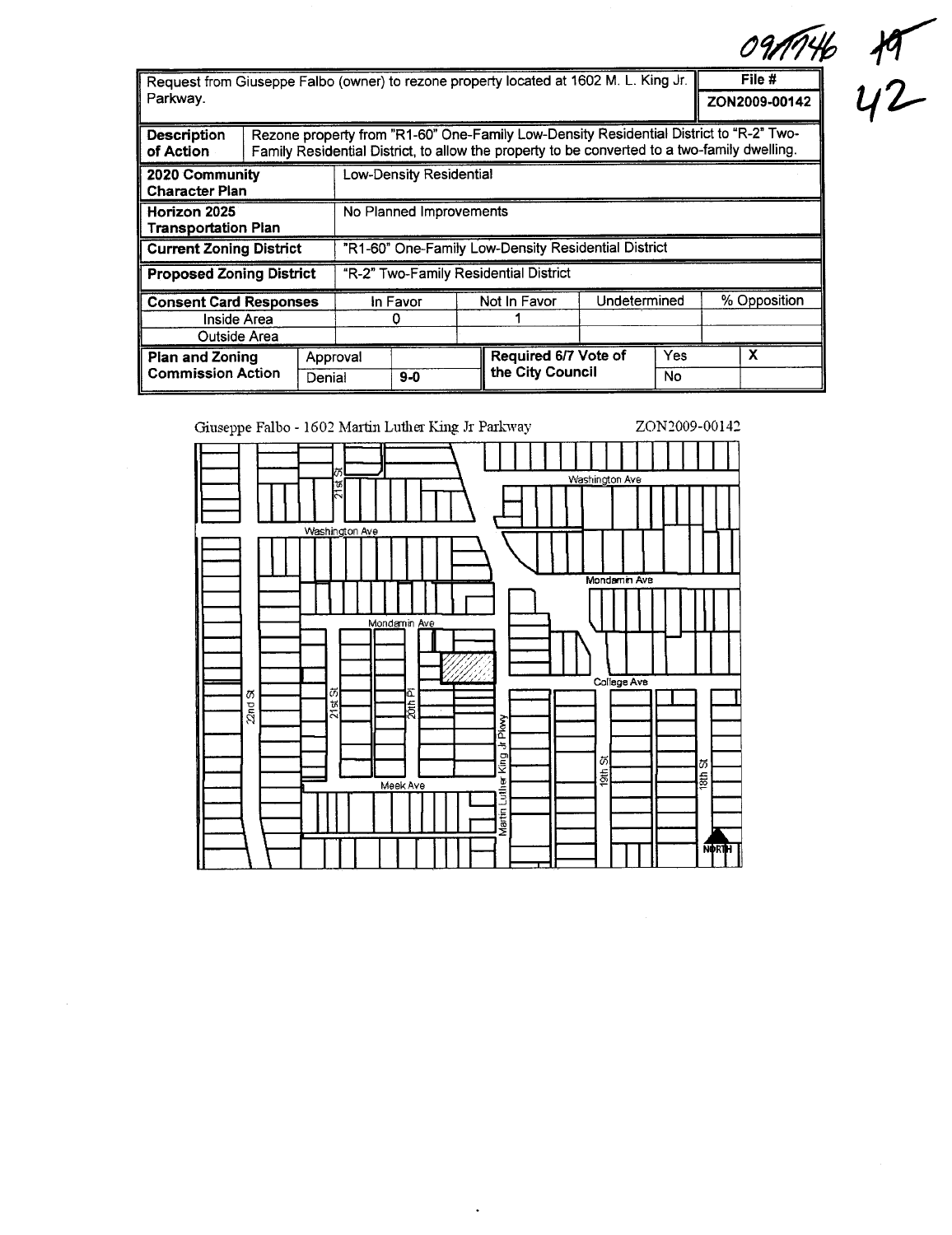09-1746 19

42

| Request from Giuseppe Falbo (owner) to rezone property located at 1602 M. L. King Jr. Parkway. | | | | | | | File # |
|---|---|---|---|---|---|---|---|
| | | | | | | | ZON2009-00142 |
| **Description of Action** | Rezone property from "R1-60" One-Family Low-Density Residential District to "R-2" Two-Family Residential District, to allow the property to be converted to a two-family dwelling. | | | | | | |
| **2020 Community Character Plan** | | Low-Density Residential | | | | | |
| **Horizon 2025 Transportation Plan** | | No Planned Improvements | | | | | |
| **Current Zoning District** | | "R1-60" One-Family Low-Density Residential District | | | | | |
| **Proposed Zoning District** | | "R-2" Two-Family Residential District | | | | | |
| **Consent Card Responses** | | In Favor | | Not In Favor | Undetermined | | % Opposition |
| Inside Area | | 0 | | 1 | | | |
| Outside Area | | | | | | | |
| **Plan and Zoning Commission Action** | Approval | | | **Required 6/7 Vote of the City Council** | Yes | | X |
| | Denial | 9-0 | | | No | | |

Giuseppe Falbo - 1602 Martin Luther King Jr Parkway ZON2009-00142

Washington Ave, Mondamin Ave, College Ave, Meek Ave, 22nd St, 21st St, 20th Pl, Martin Luther King Jr Pkwy, 19th St, 18th St, NORTH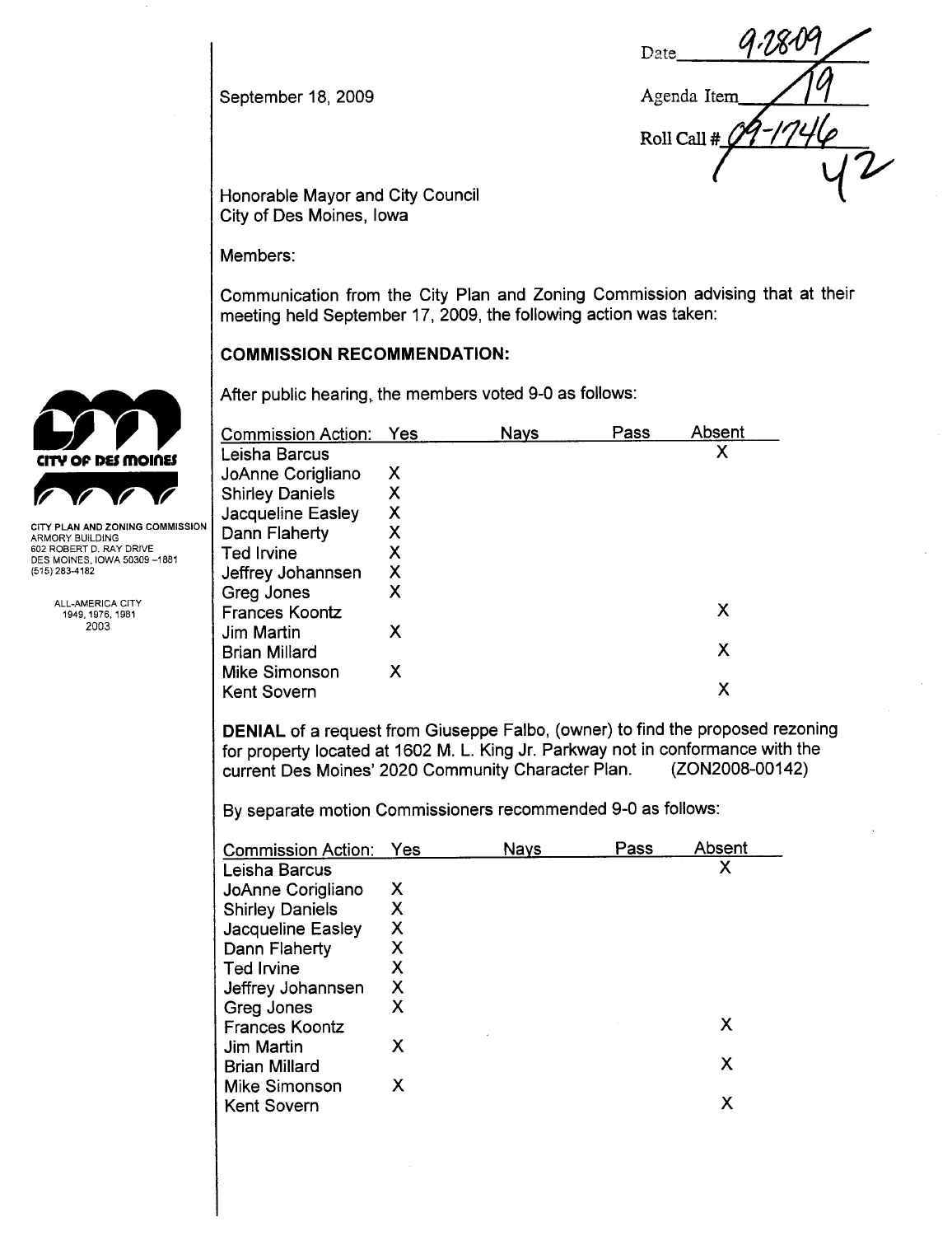September 18, 2009

Date 9-28-09
Agenda Item 19
Roll Call # 09-1746
42

Honorable Mayor and City Council
City of Des Moines, Iowa

Members:

Communication from the City Plan and Zoning Commission advising that at their meeting held September 17, 2009, the following action was taken:

CITY PLAN AND ZONING COMMISSION
ARMORY BUILDING
602 ROBERT D. RAY DRIVE
DES MOINES, IOWA 50309 –1881
(515) 283-4182

ALL-AMERICA CITY
1949, 1976, 1981
2003

## COMMISSION RECOMMENDATION:

After public hearing, the members voted 9-0 as follows:

| Commission Action: | Yes | Nays | Pass | Absent |
|---|---|---|---|---|
| Leisha Barcus | | | | X |
| JoAnne Corigliano | X | | | |
| Shirley Daniels | X | | | |
| Jacqueline Easley | X | | | |
| Dann Flaherty | X | | | |
| Ted Irvine | X | | | |
| Jeffrey Johannsen | X | | | |
| Greg Jones | X | | | |
| Frances Koontz | | | | X |
| Jim Martin | X | | | |
| Brian Millard | | | | X |
| Mike Simonson | X | | | |
| Kent Sovern | | | | X |

**DENIAL** of a request from Giuseppe Falbo, (owner) to find the proposed rezoning for property located at 1602 M. L. King Jr. Parkway not in conformance with the current Des Moines' 2020 Community Character Plan. (ZON2008-00142)

By separate motion Commissioners recommended 9-0 as follows:

| Commission Action: | Yes | Nays | Pass | Absent |
|---|---|---|---|---|
| Leisha Barcus | | | | X |
| JoAnne Corigliano | X | | | |
| Shirley Daniels | X | | | |
| Jacqueline Easley | X | | | |
| Dann Flaherty | X | | | |
| Ted Irvine | X | | | |
| Jeffrey Johannsen | X | | | |
| Greg Jones | X | | | |
| Frances Koontz | | | | X |
| Jim Martin | X | | | |
| Brian Millard | | | | X |
| Mike Simonson | X | | | |
| Kent Sovern | | | | X |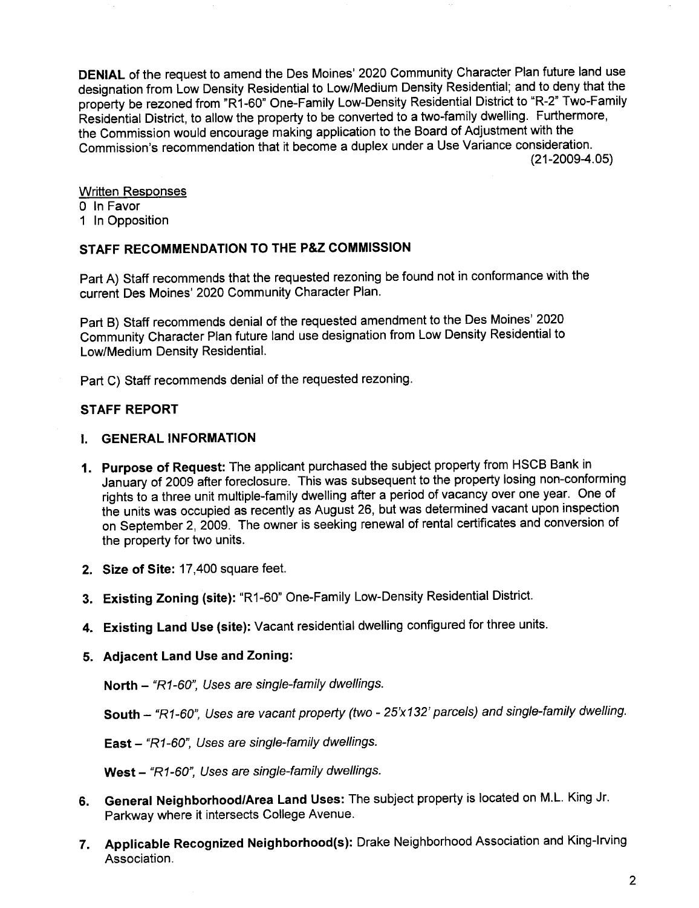**DENIAL** of the request to amend the Des Moines' 2020 Community Character Plan future land use designation from Low Density Residential to Low/Medium Density Residential; and to deny that the property be rezoned from "R1-60" One-Family Low-Density Residential District to "R-2" Two-Family Residential District, to allow the property to be converted to a two-family dwelling. Furthermore, the Commission would encourage making application to the Board of Adjustment with the Commission's recommendation that it become a duplex under a Use Variance consideration.

(21-2009-4.05)

Written Responses
0 In Favor
1 In Opposition

## STAFF RECOMMENDATION TO THE P&Z COMMISSION

Part A) Staff recommends that the requested rezoning be found not in conformance with the current Des Moines' 2020 Community Character Plan.

Part B) Staff recommends denial of the requested amendment to the Des Moines' 2020 Community Character Plan future land use designation from Low Density Residential to Low/Medium Density Residential.

Part C) Staff recommends denial of the requested rezoning.

## STAFF REPORT

### I. GENERAL INFORMATION

1. **Purpose of Request:** The applicant purchased the subject property from HSCB Bank in January of 2009 after foreclosure. This was subsequent to the property losing non-conforming rights to a three unit multiple-family dwelling after a period of vacancy over one year. One of the units was occupied as recently as August 26, but was determined vacant upon inspection on September 2, 2009. The owner is seeking renewal of rental certificates and conversion of the property for two units.

2. **Size of Site:** 17,400 square feet.

3. **Existing Zoning (site):** "R1-60" One-Family Low-Density Residential District.

4. **Existing Land Use (site):** Vacant residential dwelling configured for three units.

5. **Adjacent Land Use and Zoning:**

   **North** – *"R1-60", Uses are single-family dwellings.*

   **South** – *"R1-60", Uses are vacant property (two - 25'x132' parcels) and single-family dwelling.*

   **East** – *"R1-60", Uses are single-family dwellings.*

   **West** – *"R1-60", Uses are single-family dwellings.*

6. **General Neighborhood/Area Land Uses:** The subject property is located on M.L. King Jr. Parkway where it intersects College Avenue.

7. **Applicable Recognized Neighborhood(s):** Drake Neighborhood Association and King-Irving Association.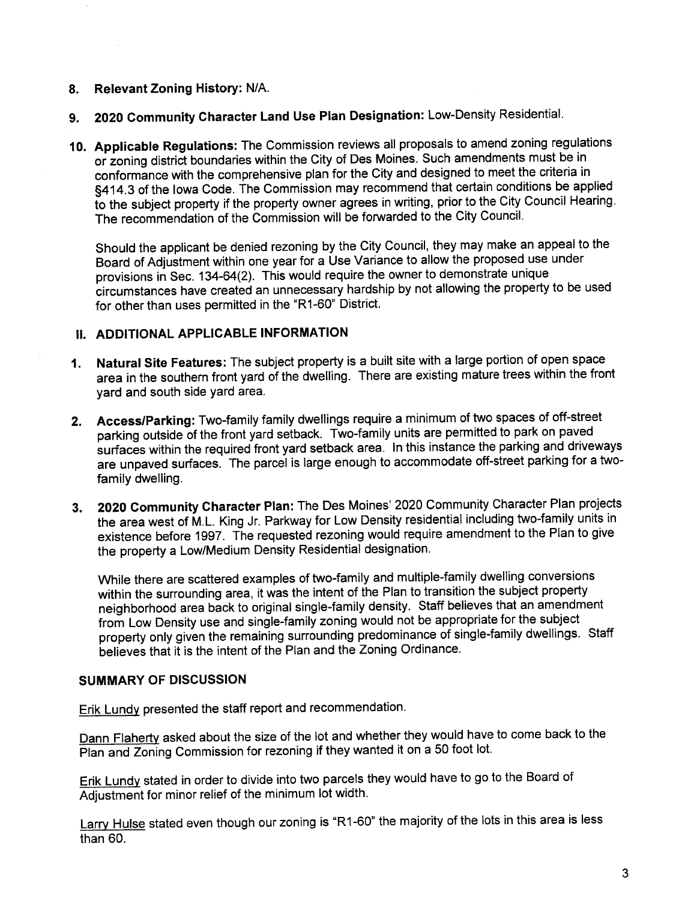8. **Relevant Zoning History:** N/A.

9. **2020 Community Character Land Use Plan Designation:** Low-Density Residential.

10. **Applicable Regulations:** The Commission reviews all proposals to amend zoning regulations or zoning district boundaries within the City of Des Moines. Such amendments must be in conformance with the comprehensive plan for the City and designed to meet the criteria in §414.3 of the Iowa Code. The Commission may recommend that certain conditions be applied to the subject property if the property owner agrees in writing, prior to the City Council Hearing. The recommendation of the Commission will be forwarded to the City Council.

    Should the applicant be denied rezoning by the City Council, they may make an appeal to the Board of Adjustment within one year for a Use Variance to allow the proposed use under provisions in Sec. 134-64(2). This would require the owner to demonstrate unique circumstances have created an unnecessary hardship by not allowing the property to be used for other than uses permitted in the "R1-60" District.

## II. ADDITIONAL APPLICABLE INFORMATION

1. **Natural Site Features:** The subject property is a built site with a large portion of open space area in the southern front yard of the dwelling. There are existing mature trees within the front yard and south side yard area.

2. **Access/Parking:** Two-family family dwellings require a minimum of two spaces of off-street parking outside of the front yard setback. Two-family units are permitted to park on paved surfaces within the required front yard setback area. In this instance the parking and driveways are unpaved surfaces. The parcel is large enough to accommodate off-street parking for a two-family dwelling.

3. **2020 Community Character Plan:** The Des Moines' 2020 Community Character Plan projects the area west of M.L. King Jr. Parkway for Low Density residential including two-family units in existence before 1997. The requested rezoning would require amendment to the Plan to give the property a Low/Medium Density Residential designation.

   While there are scattered examples of two-family and multiple-family dwelling conversions within the surrounding area, it was the intent of the Plan to transition the subject property neighborhood area back to original single-family density. Staff believes that an amendment from Low Density use and single-family zoning would not be appropriate for the subject property only given the remaining surrounding predominance of single-family dwellings. Staff believes that it is the intent of the Plan and the Zoning Ordinance.

## SUMMARY OF DISCUSSION

Erik Lundy presented the staff report and recommendation.

Dann Flaherty asked about the size of the lot and whether they would have to come back to the Plan and Zoning Commission for rezoning if they wanted it on a 50 foot lot.

Erik Lundy stated in order to divide into two parcels they would have to go to the Board of Adjustment for minor relief of the minimum lot width.

Larry Hulse stated even though our zoning is "R1-60" the majority of the lots in this area is less than 60.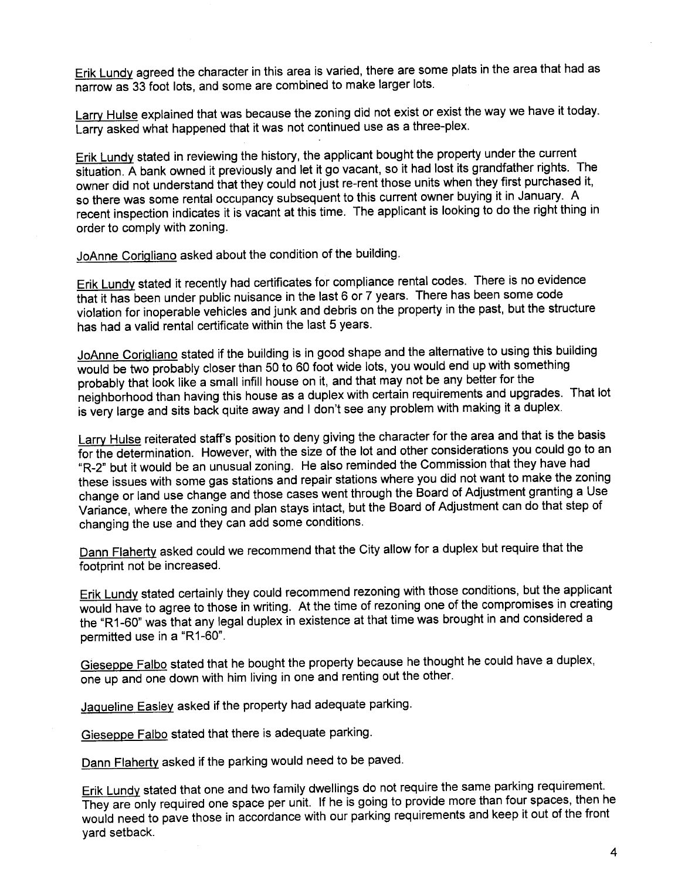Erik Lundy agreed the character in this area is varied, there are some plats in the area that had as narrow as 33 foot lots, and some are combined to make larger lots.

Larry Hulse explained that was because the zoning did not exist or exist the way we have it today. Larry asked what happened that it was not continued use as a three-plex.

Erik Lundy stated in reviewing the history, the applicant bought the property under the current situation. A bank owned it previously and let it go vacant, so it had lost its grandfather rights. The owner did not understand that they could not just re-rent those units when they first purchased it, so there was some rental occupancy subsequent to this current owner buying it in January. A recent inspection indicates it is vacant at this time. The applicant is looking to do the right thing in order to comply with zoning.

JoAnne Corigliano asked about the condition of the building.

Erik Lundy stated it recently had certificates for compliance rental codes. There is no evidence that it has been under public nuisance in the last 6 or 7 years. There has been some code violation for inoperable vehicles and junk and debris on the property in the past, but the structure has had a valid rental certificate within the last 5 years.

JoAnne Corigliano stated if the building is in good shape and the alternative to using this building would be two probably closer than 50 to 60 foot wide lots, you would end up with something probably that look like a small infill house on it, and that may not be any better for the neighborhood than having this house as a duplex with certain requirements and upgrades. That lot is very large and sits back quite away and I don't see any problem with making it a duplex.

Larry Hulse reiterated staff's position to deny giving the character for the area and that is the basis for the determination. However, with the size of the lot and other considerations you could go to an "R-2" but it would be an unusual zoning. He also reminded the Commission that they have had these issues with some gas stations and repair stations where you did not want to make the zoning change or land use change and those cases went through the Board of Adjustment granting a Use Variance, where the zoning and plan stays intact, but the Board of Adjustment can do that step of changing the use and they can add some conditions.

Dann Flaherty asked could we recommend that the City allow for a duplex but require that the footprint not be increased.

Erik Lundy stated certainly they could recommend rezoning with those conditions, but the applicant would have to agree to those in writing. At the time of rezoning one of the compromises in creating the "R1-60" was that any legal duplex in existence at that time was brought in and considered a permitted use in a "R1-60".

Gieseppe Falbo stated that he bought the property because he thought he could have a duplex, one up and one down with him living in one and renting out the other.

Jaqueline Easley asked if the property had adequate parking.

Gieseppe Falbo stated that there is adequate parking.

Dann Flaherty asked if the parking would need to be paved.

Erik Lundy stated that one and two family dwellings do not require the same parking requirement. They are only required one space per unit. If he is going to provide more than four spaces, then he would need to pave those in accordance with our parking requirements and keep it out of the front yard setback.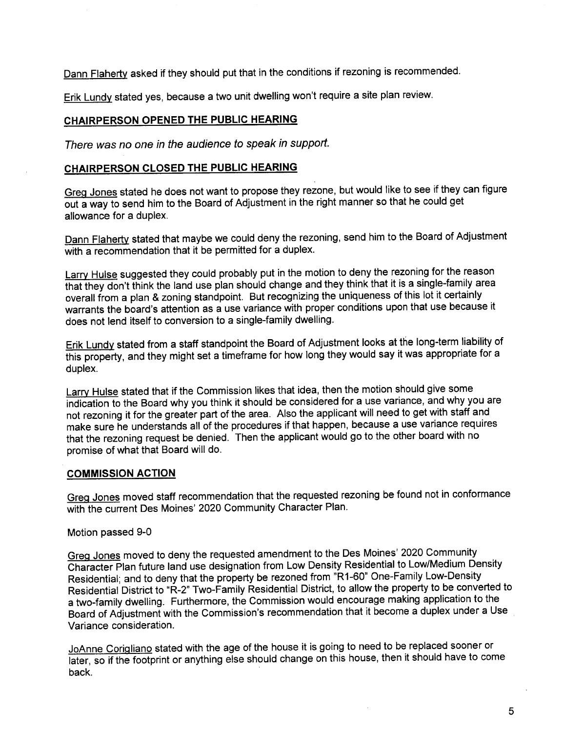Dann Flaherty asked if they should put that in the conditions if rezoning is recommended.

Erik Lundy stated yes, because a two unit dwelling won't require a site plan review.

## CHAIRPERSON OPENED THE PUBLIC HEARING

*There was no one in the audience to speak in support.*

## CHAIRPERSON CLOSED THE PUBLIC HEARING

Greg Jones stated he does not want to propose they rezone, but would like to see if they can figure out a way to send him to the Board of Adjustment in the right manner so that he could get allowance for a duplex.

Dann Flaherty stated that maybe we could deny the rezoning, send him to the Board of Adjustment with a recommendation that it be permitted for a duplex.

Larry Hulse suggested they could probably put in the motion to deny the rezoning for the reason that they don't think the land use plan should change and they think that it is a single-family area overall from a plan & zoning standpoint. But recognizing the uniqueness of this lot it certainly warrants the board's attention as a use variance with proper conditions upon that use because it does not lend itself to conversion to a single-family dwelling.

Erik Lundy stated from a staff standpoint the Board of Adjustment looks at the long-term liability of this property, and they might set a timeframe for how long they would say it was appropriate for a duplex.

Larry Hulse stated that if the Commission likes that idea, then the motion should give some indication to the Board why you think it should be considered for a use variance, and why you are not rezoning it for the greater part of the area. Also the applicant will need to get with staff and make sure he understands all of the procedures if that happen, because a use variance requires that the rezoning request be denied. Then the applicant would go to the other board with no promise of what that Board will do.

## COMMISSION ACTION

Greg Jones moved staff recommendation that the requested rezoning be found not in conformance with the current Des Moines' 2020 Community Character Plan.

Motion passed 9-0

Greg Jones moved to deny the requested amendment to the Des Moines' 2020 Community Character Plan future land use designation from Low Density Residential to Low/Medium Density Residential; and to deny that the property be rezoned from "R1-60" One-Family Low-Density Residential District to "R-2" Two-Family Residential District, to allow the property to be converted to a two-family dwelling. Furthermore, the Commission would encourage making application to the Board of Adjustment with the Commission's recommendation that it become a duplex under a Use Variance consideration.

JoAnne Corigliano stated with the age of the house it is going to need to be replaced sooner or later, so if the footprint or anything else should change on this house, then it should have to come back.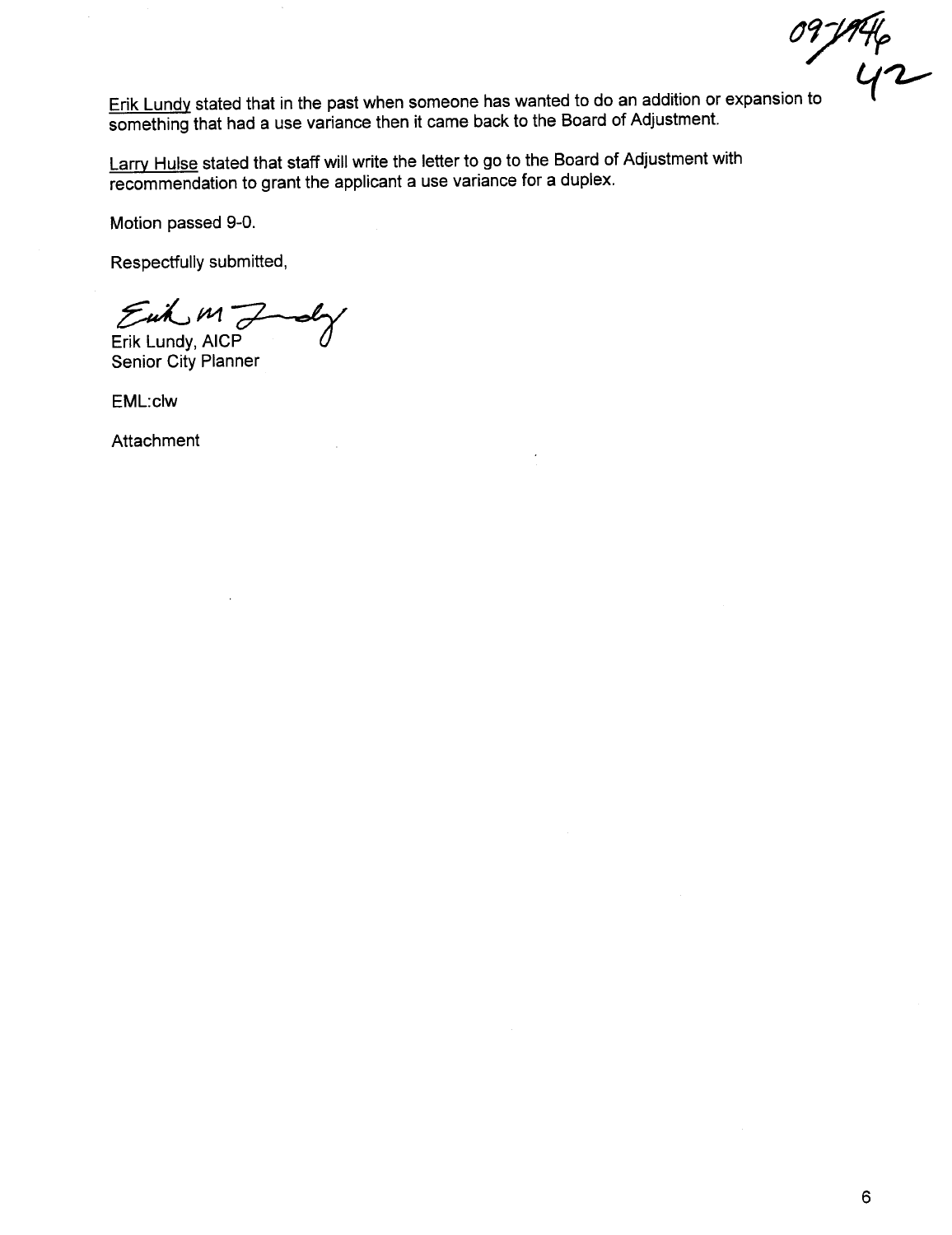09-1946
42

Erik Lundy stated that in the past when someone has wanted to do an addition or expansion to something that had a use variance then it came back to the Board of Adjustment.

Larry Hulse stated that staff will write the letter to go to the Board of Adjustment with recommendation to grant the applicant a use variance for a duplex.

Motion passed 9-0.

Respectfully submitted,

Erik Lundy, AICP
Senior City Planner

EML:clw

Attachment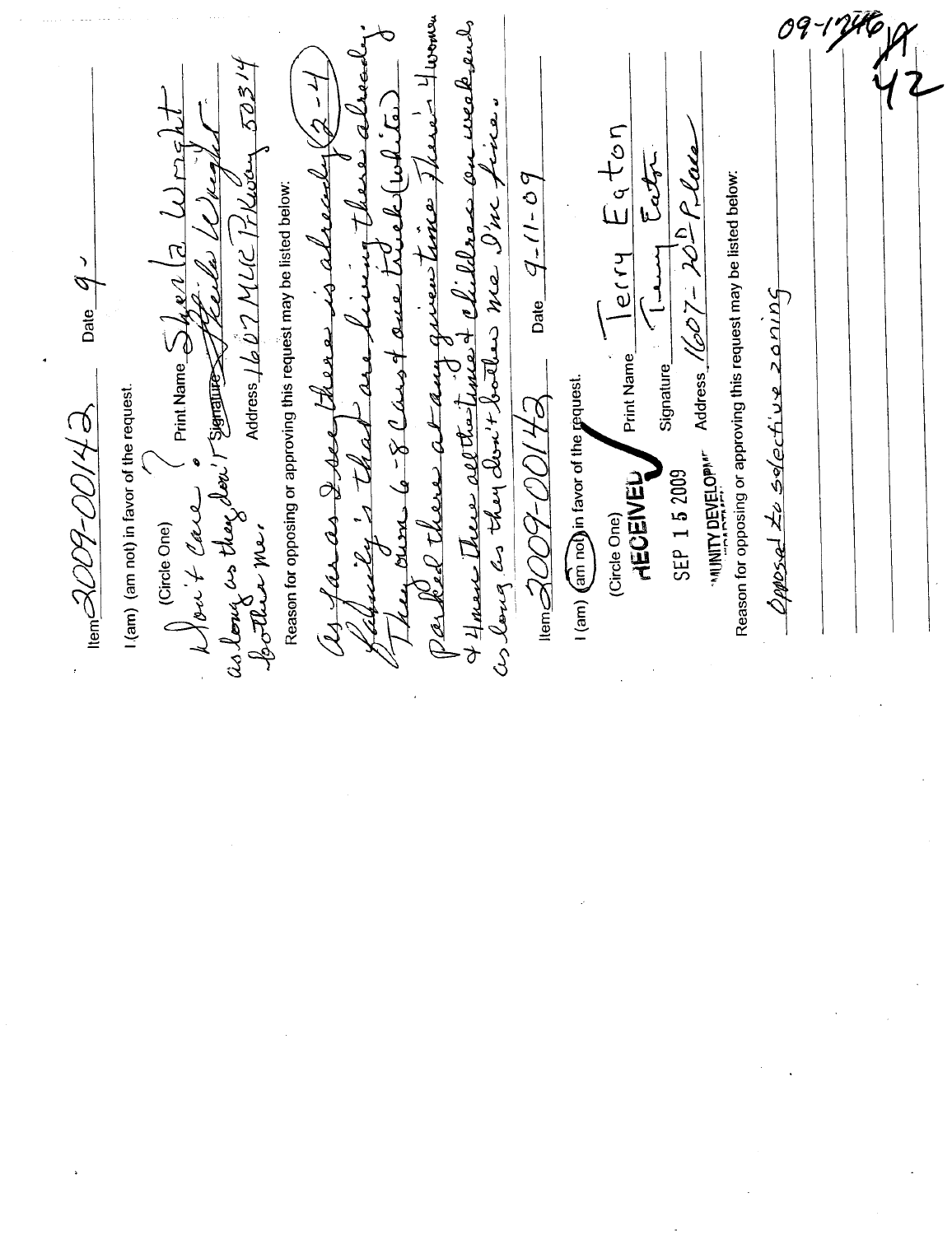09-1246 A
42

Item 2009-00142 Date 9-

I (am) (am not) in favor of the request.

(Circle One)

Don't care ? as long as they don't bother me.

Print Name Sheila Wright

Signature Sheila Wright

Address 1607 MLK Pkway 50314

Reason for opposing or approving this request may be listed below:

As far as I see there is already (2-4) family's that are living there already. They own 6-8 cars & one truck (white) Parked there at any given time. There's 4 women & 4 man there all that time & children on weekends as long as they don't bother me I'm fine.

Item 2009-00142 Date 9-11-09

I (am) (am not) in favor of the request.

(Circle One)

RECEIVED
SEP 1 5 2009
COMMUNITY DEVELOPMENT

Print Name Terry Eaton

Signature Terry Eaton

Address 1607 - 20th Place

Reason for opposing or approving this request may be listed below:

Opposed to selective zoning